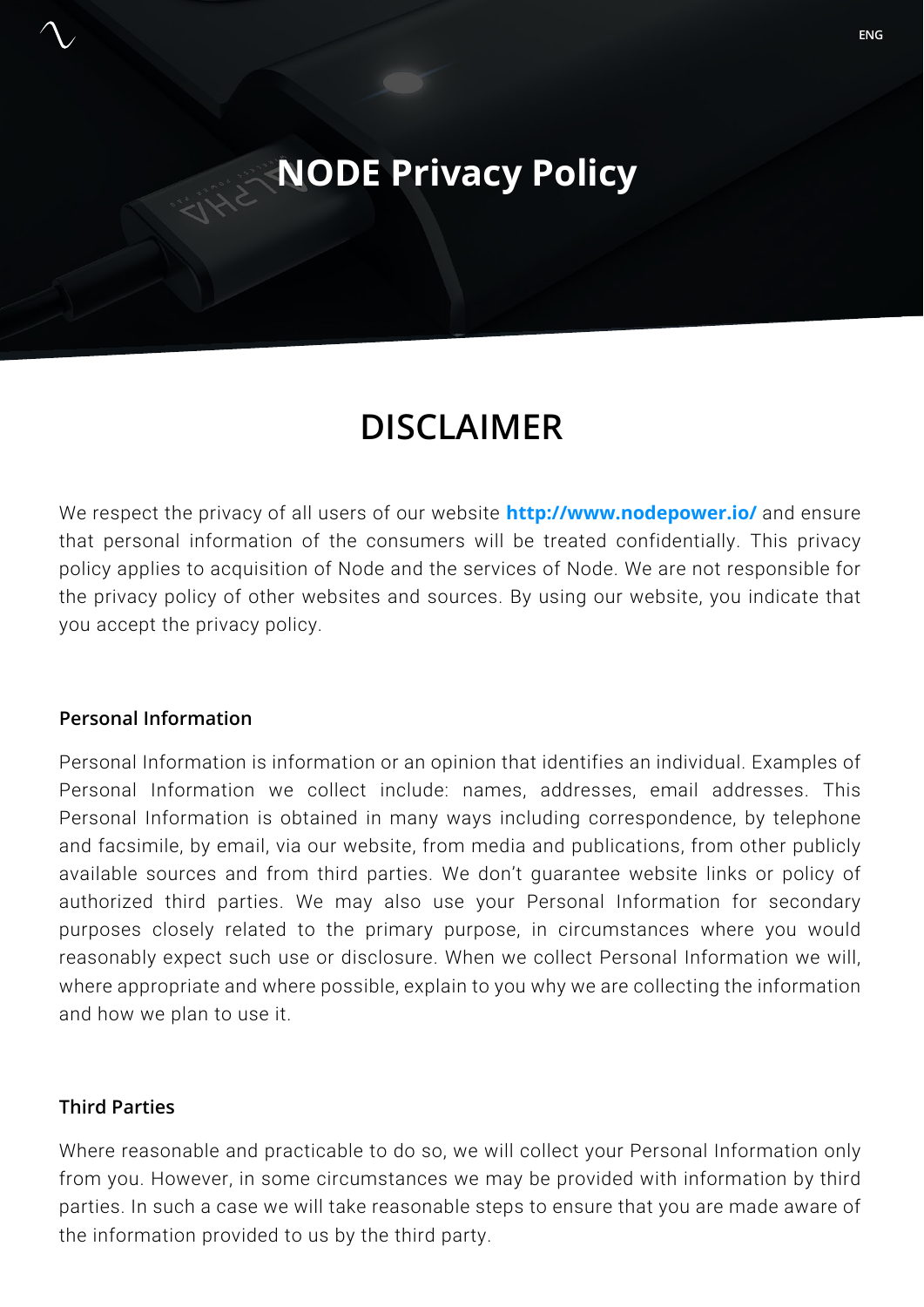# NODE Privacy Policy

## DISCLAIMER

We respect the privacy of all users of our website **http://www.nodepower.io/** and ensure that personal information of the consumers will be treated confidentially. This privacy policy applies to acquisition of Node and the services of Node. We are not responsible for the privacy policy of other websites and sources. By using our website, you indicate that you accept the privacy policy.

### Personal Information

Personal Information is information or an opinion that identifies an individual. Examples of Personal Information we collect include: names, addresses, email addresses. This Personal Information is obtained in many ways including correspondence, by telephone and facsimile, by email, via our website, from media and publications, from other publicly available sources and from third parties. We don't guarantee website links or policy of authorized third parties. We may also use your Personal Information for secondary purposes closely related to the primary purpose, in circumstances where you would reasonably expect such use or disclosure. When we collect Personal Information we will, where appropriate and where possible, explain to you why we are collecting the information and how we plan to use it.

### Third Parties

Where reasonable and practicable to do so, we will collect your Personal Information only from you. However, in some circumstances we may be provided with information by third parties. In such a case we will take reasonable steps to ensure that you are made aware of the information provided to us by the third party.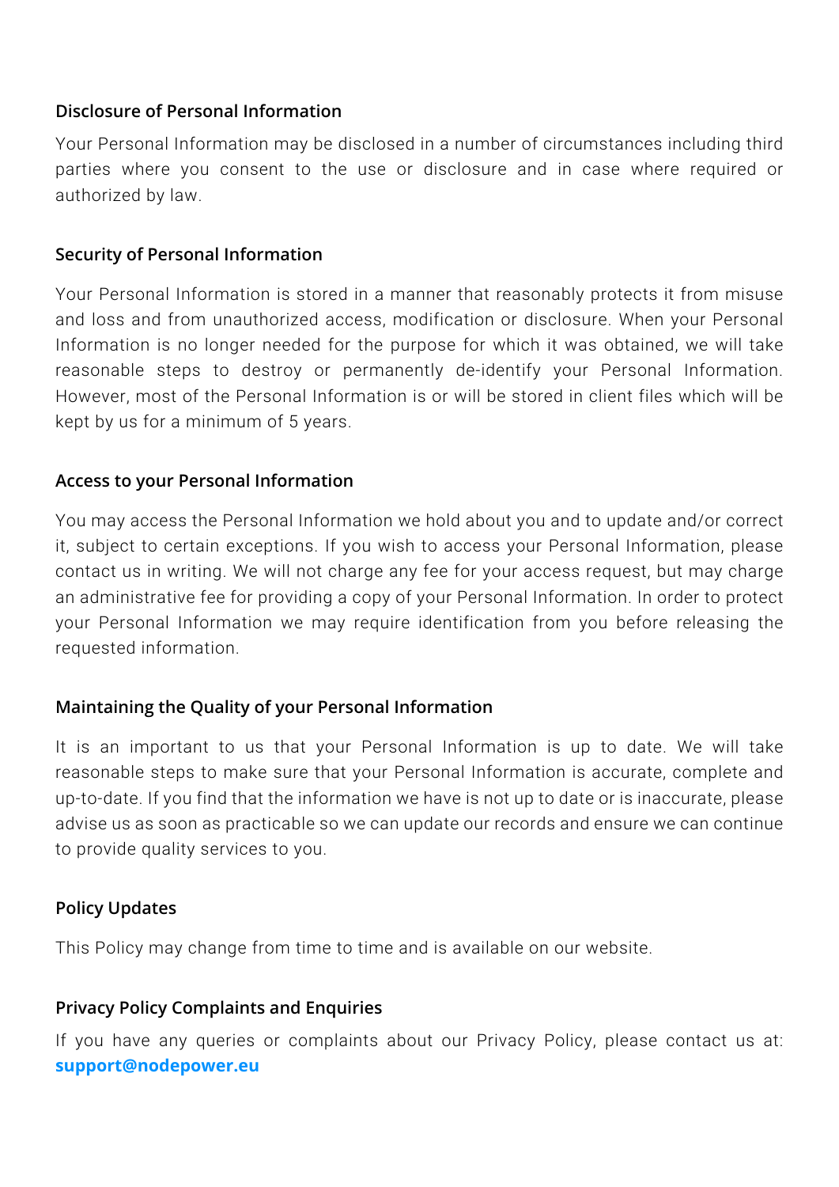### Disclosure of Personal Information

Your Personal Information may be disclosed in a number of circumstances including third parties where you consent to the use or disclosure and in case where required or authorized by law.

### Security of Personal Information

Your Personal Information is stored in a manner that reasonably protects it from misuse and loss and from unauthorized access, modification or disclosure. When your Personal Information is no longer needed for the purpose for which it was obtained, we will take reasonable steps to destroy or permanently de-identify your Personal Information. However, most of the Personal Information is or will be stored in client files which will be kept by us for a minimum of 5 years.

### Access to your Personal Information

You may access the Personal Information we hold about you and to update and/or correct it, subject to certain exceptions. If you wish to access your Personal Information, please contact us in writing. We will not charge any fee for your access request, but may charge an administrative fee for providing a copy of your Personal Information. In order to protect your Personal Information we may require identification from you before releasing the requested information.

### Maintaining the Quality of your Personal Information

It is an important to us that your Personal Information is up to date. We will take reasonable steps to make sure that your Personal Information is accurate, complete and up-to-date. If you find that the information we have is not up to date or is inaccurate, please advise us as soon as practicable so we can update our records and ensure we can continue to provide quality services to you.

### Policy Updates

This Policy may change from time to time and is available on our website.

### Privacy Policy Complaints and Enquiries

If you have any queries or complaints about our Privacy Policy, please contact us at: **support@nodepower.eu**